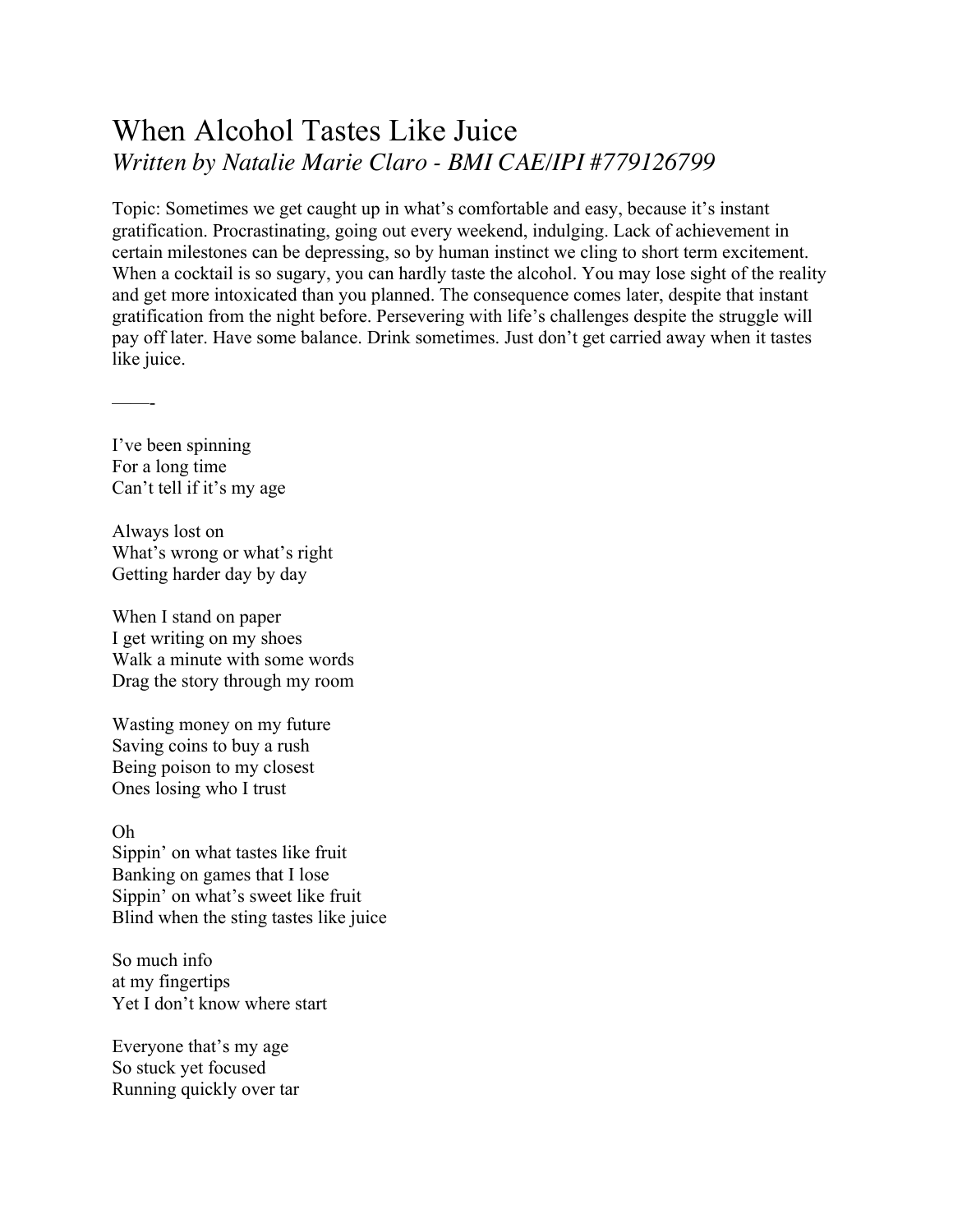# When Alcohol Tastes Like Juice

*Written by Natalie Marie Claro - BMI CAE/IPI #779126799*

Topic: Sometimes we get caught up in what's comfortable and easy, because it's instant gratification. Procrastinating, going out every weekend, indulging. Lack of achievement in certain milestones can be depressing, so by human instinct we cling to short term excitement. When a cocktail is so sugary, you can hardly taste the alcohol. You may lose sight of the reality and get more intoxicated than you planned. The consequence comes later, despite that instant gratification from the night before. Persevering with life's challenges despite the struggle will pay off later. Have some balance. Drink sometimes. Just don't get carried away when it tastes like juice.

——-

I've been spinning  
For a long time  
Can't tell if it's my age

Always lost on  
What's wrong or what's right  
Getting harder day by day

When I stand on paper  
I get writing on my shoes  
Walk a minute with some words  
Drag the story through my room

Wasting money on my future  
Saving coins to buy a rush  
Being poison to my closest  
Ones losing who I trust

Oh  
Sippin' on what tastes like fruit  
Banking on games that I lose  
Sippin' on what's sweet like fruit  
Blind when the sting tastes like juice

So much info  
at my fingertips  
Yet I don't know where start

Everyone that's my age  
So stuck yet focused  
Running quickly over tar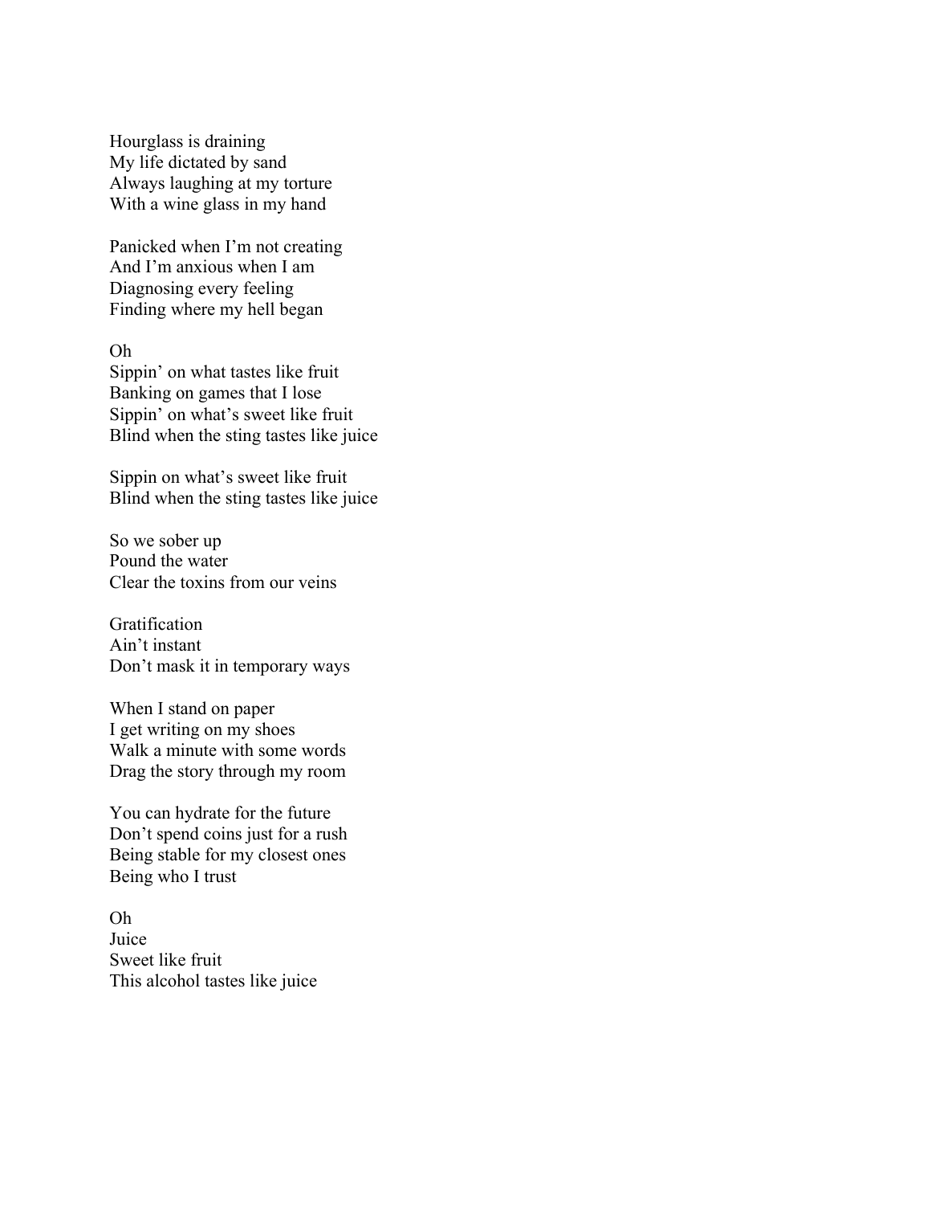Hourglass is draining
My life dictated by sand
Always laughing at my torture
With a wine glass in my hand

Panicked when I'm not creating
And I'm anxious when I am
Diagnosing every feeling
Finding where my hell began

Oh
Sippin' on what tastes like fruit
Banking on games that I lose
Sippin' on what's sweet like fruit
Blind when the sting tastes like juice

Sippin on what's sweet like fruit
Blind when the sting tastes like juice

So we sober up
Pound the water
Clear the toxins from our veins

Gratification
Ain't instant
Don't mask it in temporary ways

When I stand on paper
I get writing on my shoes
Walk a minute with some words
Drag the story through my room

You can hydrate for the future
Don't spend coins just for a rush
Being stable for my closest ones
Being who I trust

Oh
Juice
Sweet like fruit
This alcohol tastes like juice